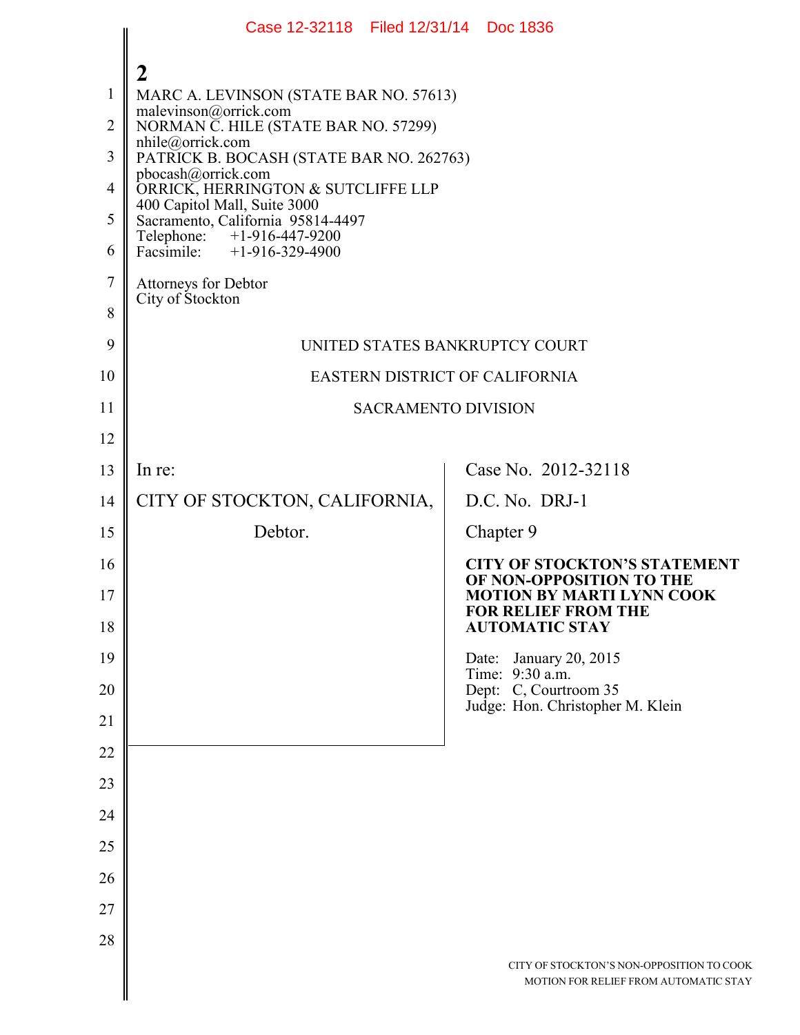MARC A. LEVINSON (STATE BAR NO. 57613)
malevinson@orrick.com
NORMAN C. HILE (STATE BAR NO. 57299)
nhile@orrick.com
PATRICK B. BOCASH (STATE BAR NO. 262763)
pbocash@orrick.com
ORRICK, HERRINGTON & SUTCLIFFE LLP
400 Capitol Mall, Suite 3000
Sacramento, California 95814-4497
Telephone: +1-916-447-9200
Facsimile: +1-916-329-4900

Attorneys for Debtor
City of Stockton

UNITED STATES BANKRUPTCY COURT

EASTERN DISTRICT OF CALIFORNIA

SACRAMENTO DIVISION

In re:

CITY OF STOCKTON, CALIFORNIA,

Debtor.

Case No. 2012-32118

D.C. No. DRJ-1

Chapter 9

**CITY OF STOCKTON'S STATEMENT OF NON-OPPOSITION TO THE MOTION BY MARTI LYNN COOK FOR RELIEF FROM THE AUTOMATIC STAY**

Date: January 20, 2015
Time: 9:30 a.m.
Dept: C, Courtroom 35
Judge: Hon. Christopher M. Klein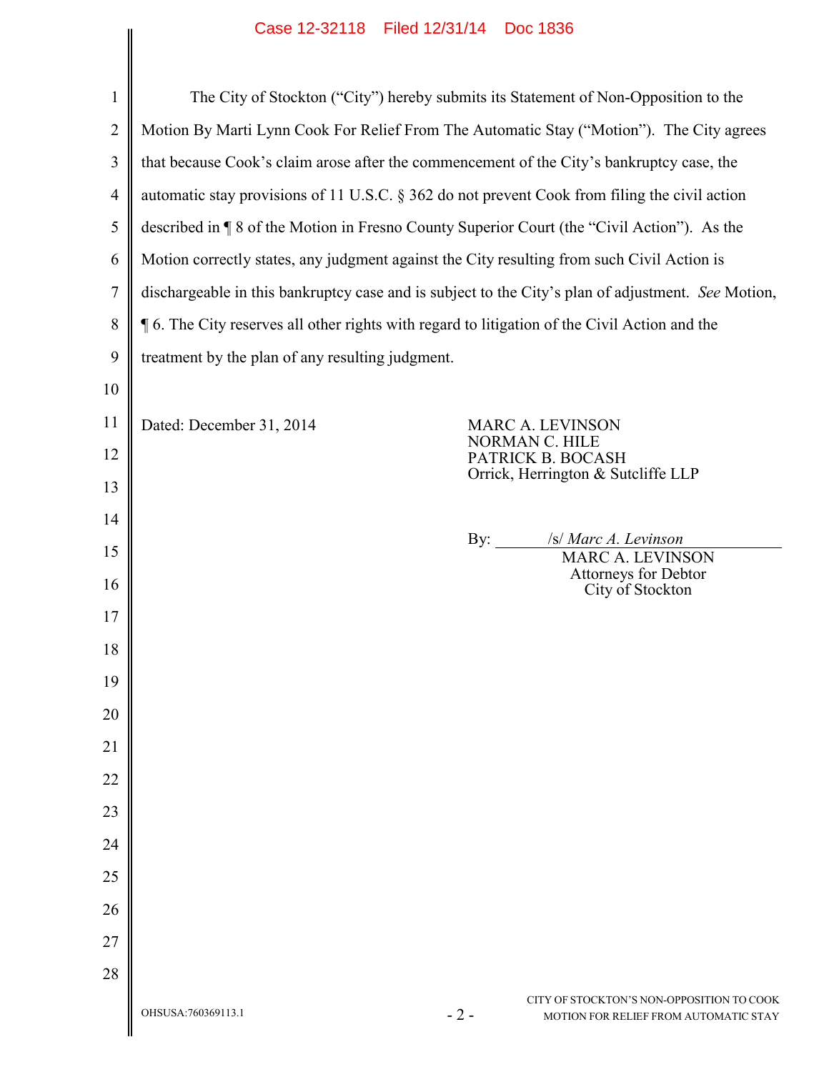The City of Stockton ("City") hereby submits its Statement of Non-Opposition to the Motion By Marti Lynn Cook For Relief From The Automatic Stay ("Motion"). The City agrees that because Cook's claim arose after the commencement of the City's bankruptcy case, the automatic stay provisions of 11 U.S.C. § 362 do not prevent Cook from filing the civil action described in ¶ 8 of the Motion in Fresno County Superior Court (the "Civil Action"). As the Motion correctly states, any judgment against the City resulting from such Civil Action is dischargeable in this bankruptcy case and is subject to the City's plan of adjustment. *See* Motion, ¶ 6. The City reserves all other rights with regard to litigation of the Civil Action and the treatment by the plan of any resulting judgment.

Dated: December 31, 2014

MARC A. LEVINSON
NORMAN C. HILE
PATRICK B. BOCASH
Orrick, Herrington & Sutcliffe LLP

By: /s/ *Marc A. Levinson*
MARC A. LEVINSON
Attorneys for Debtor
City of Stockton

OHSUSA:760369113.1